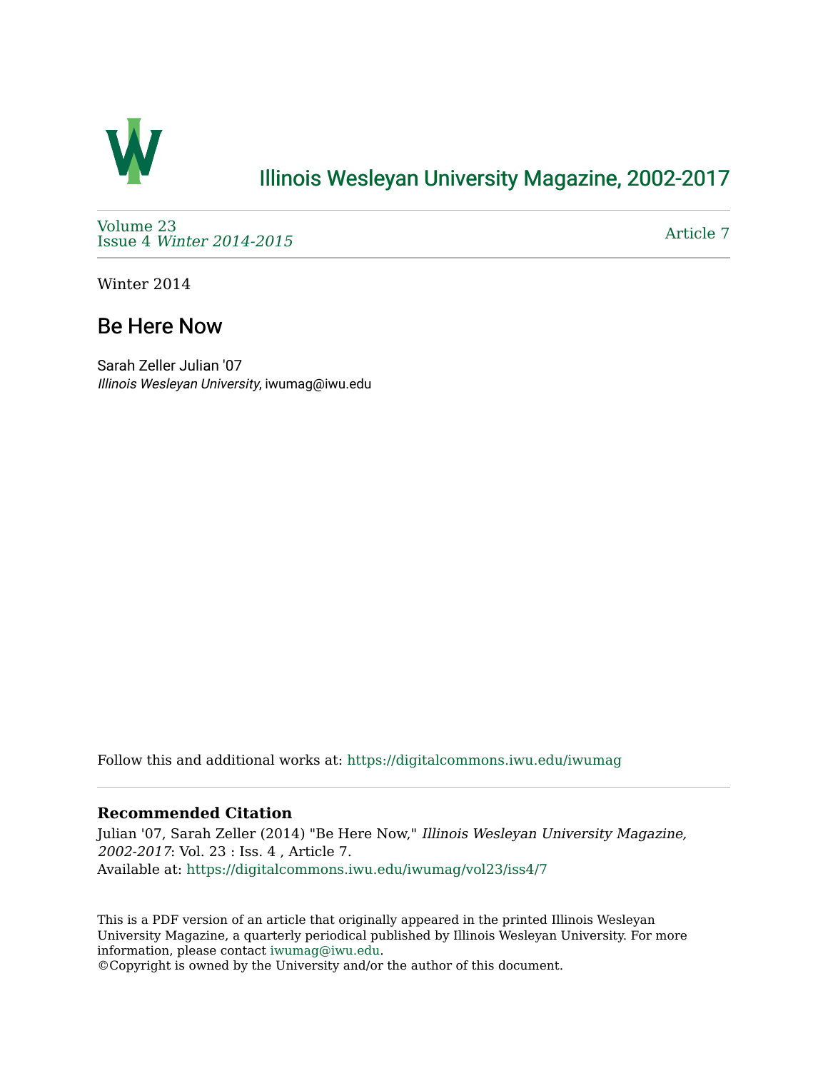# Illinois Wesleyan University Magazine, 2002-2017

Volume 23
Issue 4 *Winter 2014-2015*

Article 7

Winter 2014

## Be Here Now

Sarah Zeller Julian '07
*Illinois Wesleyan University*, iwumag@iwu.edu

Follow this and additional works at: https://digitalcommons.iwu.edu/iwumag

**Recommended Citation**

Julian '07, Sarah Zeller (2014) "Be Here Now," *Illinois Wesleyan University Magazine, 2002-2017*: Vol. 23 : Iss. 4 , Article 7.
Available at: https://digitalcommons.iwu.edu/iwumag/vol23/iss4/7

This is a PDF version of an article that originally appeared in the printed Illinois Wesleyan University Magazine, a quarterly periodical published by Illinois Wesleyan University. For more information, please contact iwumag@iwu.edu.
©Copyright is owned by the University and/or the author of this document.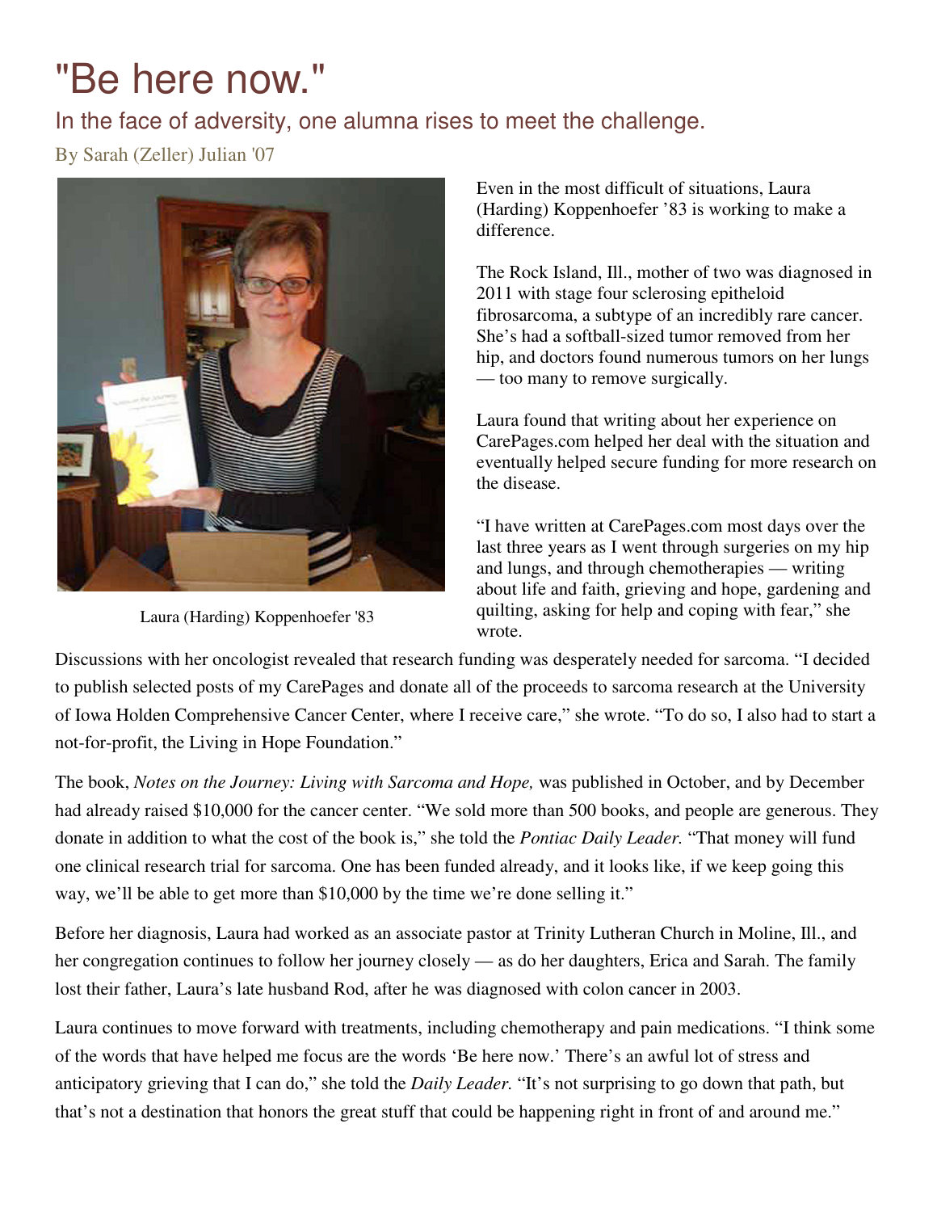# "Be here now."

## In the face of adversity, one alumna rises to meet the challenge.

By Sarah (Zeller) Julian '07

Laura (Harding) Koppenhoefer '83

Even in the most difficult of situations, Laura (Harding) Koppenhoefer '83 is working to make a difference.

The Rock Island, Ill., mother of two was diagnosed in 2011 with stage four sclerosing epitheloid fibrosarcoma, a subtype of an incredibly rare cancer. She's had a softball-sized tumor removed from her hip, and doctors found numerous tumors on her lungs — too many to remove surgically.

Laura found that writing about her experience on CarePages.com helped her deal with the situation and eventually helped secure funding for more research on the disease.

"I have written at CarePages.com most days over the last three years as I went through surgeries on my hip and lungs, and through chemotherapies — writing about life and faith, grieving and hope, gardening and quilting, asking for help and coping with fear," she wrote.

Discussions with her oncologist revealed that research funding was desperately needed for sarcoma. "I decided to publish selected posts of my CarePages and donate all of the proceeds to sarcoma research at the University of Iowa Holden Comprehensive Cancer Center, where I receive care," she wrote. "To do so, I also had to start a not-for-profit, the Living in Hope Foundation."

The book, *Notes on the Journey: Living with Sarcoma and Hope,* was published in October, and by December had already raised $10,000 for the cancer center. "We sold more than 500 books, and people are generous. They donate in addition to what the cost of the book is," she told the *Pontiac Daily Leader.* "That money will fund one clinical research trial for sarcoma. One has been funded already, and it looks like, if we keep going this way, we'll be able to get more than $10,000 by the time we're done selling it."

Before her diagnosis, Laura had worked as an associate pastor at Trinity Lutheran Church in Moline, Ill., and her congregation continues to follow her journey closely — as do her daughters, Erica and Sarah. The family lost their father, Laura's late husband Rod, after he was diagnosed with colon cancer in 2003.

Laura continues to move forward with treatments, including chemotherapy and pain medications. "I think some of the words that have helped me focus are the words 'Be here now.' There's an awful lot of stress and anticipatory grieving that I can do," she told the *Daily Leader.* "It's not surprising to go down that path, but that's not a destination that honors the great stuff that could be happening right in front of and around me."